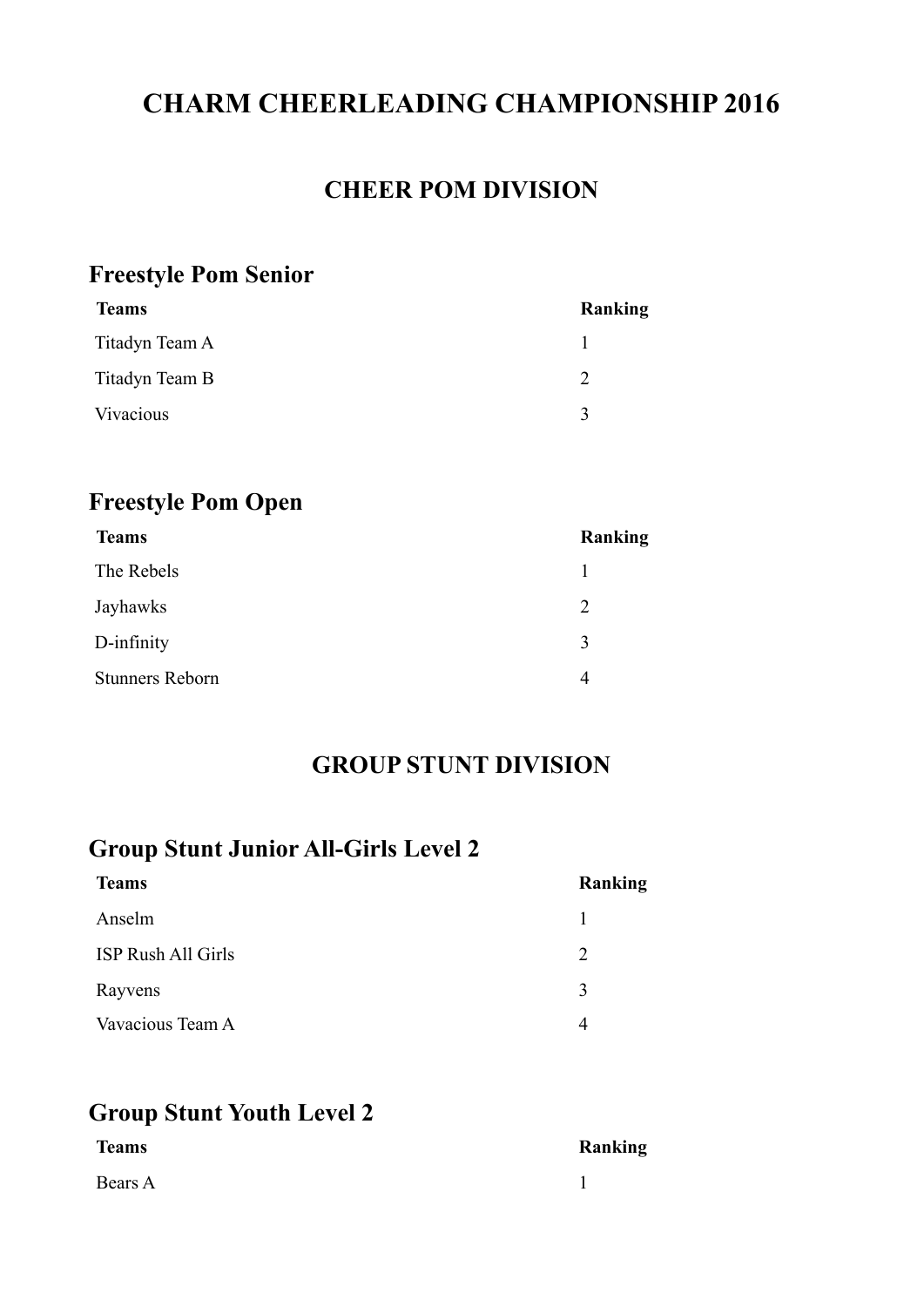# CHARM CHEERLEADING CHAMPIONSHIP 2016

## CHEER POM DIVISION

### Freestyle Pom Senior

| Teams | Ranking |
| --- | --- |
| Titadyn Team A | 1 |
| Titadyn Team B | 2 |
| Vivacious | 3 |

### Freestyle Pom Open

| Teams | Ranking |
| --- | --- |
| The Rebels | 1 |
| Jayhawks | 2 |
| D-infinity | 3 |
| Stunners Reborn | 4 |

## GROUP STUNT DIVISION

### Group Stunt Junior All-Girls Level 2

| Teams | Ranking |
| --- | --- |
| Anselm | 1 |
| ISP Rush All Girls | 2 |
| Rayvens | 3 |
| Vavacious Team A | 4 |

### Group Stunt Youth Level 2

| Teams | Ranking |
| --- | --- |
| Bears A | 1 |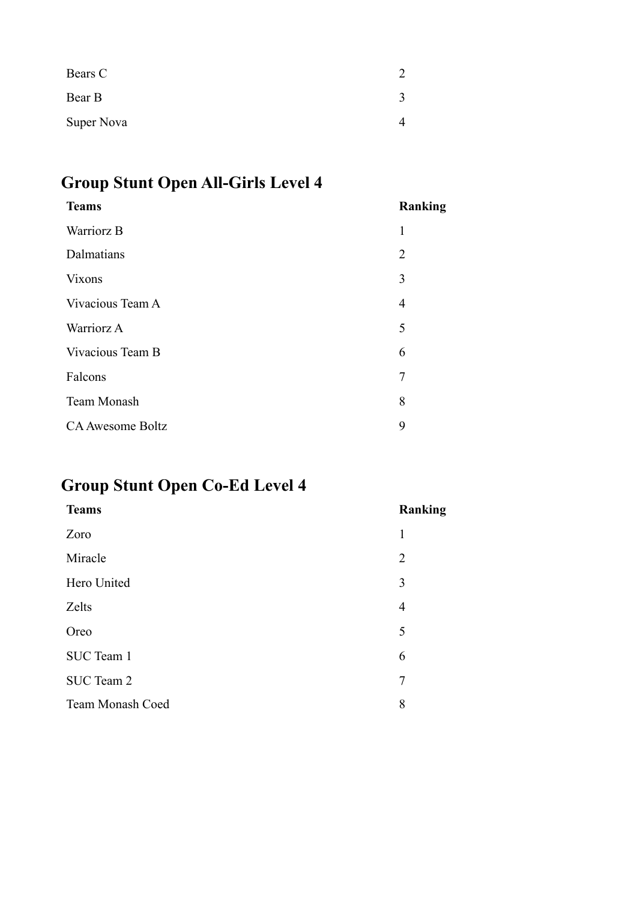| | |
|---|---|
| Bears C | 2 |
| Bear B | 3 |
| Super Nova | 4 |

## Group Stunt Open All-Girls Level 4

| Teams | Ranking |
|---|---|
| Warriorz B | 1 |
| Dalmatians | 2 |
| Vixons | 3 |
| Vivacious Team A | 4 |
| Warriorz A | 5 |
| Vivacious Team B | 6 |
| Falcons | 7 |
| Team Monash | 8 |
| CA Awesome Boltz | 9 |

## Group Stunt Open Co-Ed Level 4

| Teams | Ranking |
|---|---|
| Zoro | 1 |
| Miracle | 2 |
| Hero United | 3 |
| Zelts | 4 |
| Oreo | 5 |
| SUC Team 1 | 6 |
| SUC Team 2 | 7 |
| Team Monash Coed | 8 |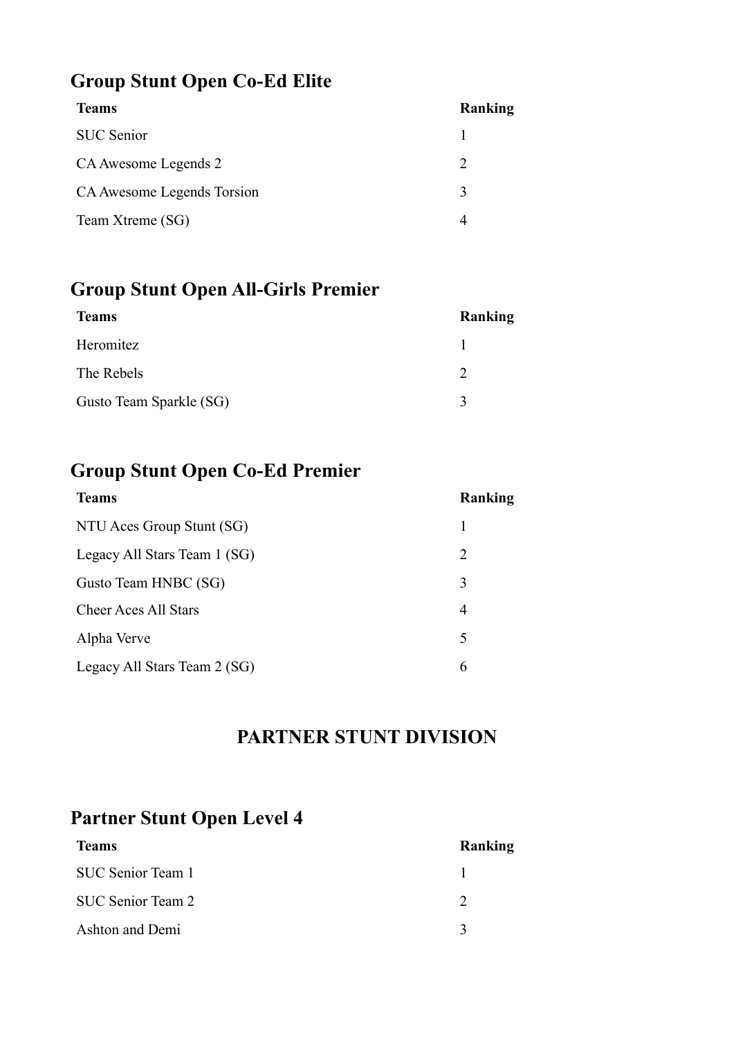## Group Stunt Open Co-Ed Elite

| Teams | Ranking |
|---|---|
| SUC Senior | 1 |
| CA Awesome Legends 2 | 2 |
| CA Awesome Legends Torsion | 3 |
| Team Xtreme (SG) | 4 |

## Group Stunt Open All-Girls Premier

| Teams | Ranking |
|---|---|
| Heromitez | 1 |
| The Rebels | 2 |
| Gusto Team Sparkle (SG) | 3 |

## Group Stunt Open Co-Ed Premier

| Teams | Ranking |
|---|---|
| NTU Aces Group Stunt (SG) | 1 |
| Legacy All Stars Team 1 (SG) | 2 |
| Gusto Team HNBC (SG) | 3 |
| Cheer Aces All Stars | 4 |
| Alpha Verve | 5 |
| Legacy All Stars Team 2 (SG) | 6 |

# PARTNER STUNT DIVISION

## Partner Stunt Open Level 4

| Teams | Ranking |
|---|---|
| SUC Senior Team 1 | 1 |
| SUC Senior Team 2 | 2 |
| Ashton and Demi | 3 |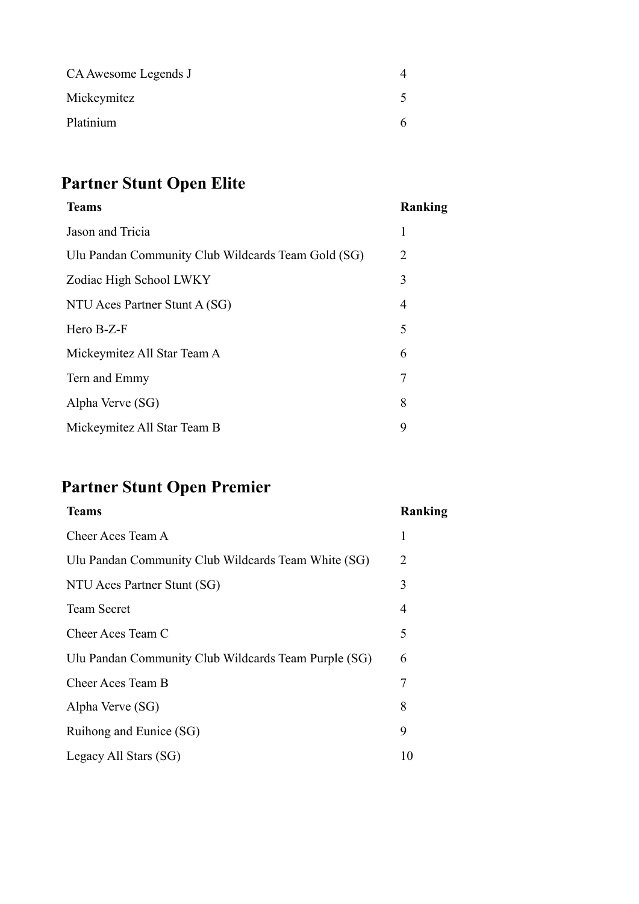| | |
|---|---|
| CA Awesome Legends J | 4 |
| Mickeymitez | 5 |
| Platinium | 6 |

## Partner Stunt Open Elite

| Teams | Ranking |
|---|---|
| Jason and Tricia | 1 |
| Ulu Pandan Community Club Wildcards Team Gold (SG) | 2 |
| Zodiac High School LWKY | 3 |
| NTU Aces Partner Stunt A (SG) | 4 |
| Hero B-Z-F | 5 |
| Mickeymitez All Star Team A | 6 |
| Tern and Emmy | 7 |
| Alpha Verve (SG) | 8 |
| Mickeymitez All Star Team B | 9 |

## Partner Stunt Open Premier

| Teams | Ranking |
|---|---|
| Cheer Aces Team A | 1 |
| Ulu Pandan Community Club Wildcards Team White (SG) | 2 |
| NTU Aces Partner Stunt (SG) | 3 |
| Team Secret | 4 |
| Cheer Aces Team C | 5 |
| Ulu Pandan Community Club Wildcards Team Purple (SG) | 6 |
| Cheer Aces Team B | 7 |
| Alpha Verve (SG) | 8 |
| Ruihong and Eunice (SG) | 9 |
| Legacy All Stars (SG) | 10 |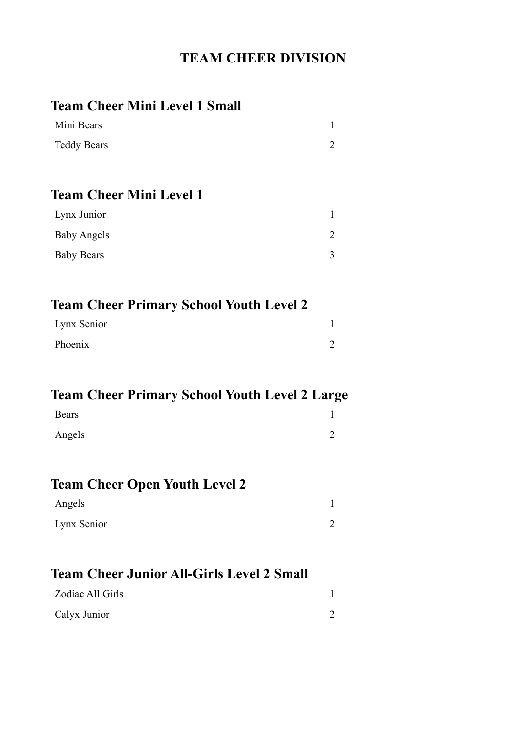# TEAM CHEER DIVISION

## Team Cheer Mini Level 1 Small

| | |
|---|---|
| Mini Bears | 1 |
| Teddy Bears | 2 |

## Team Cheer Mini Level 1

| | |
|---|---|
| Lynx Junior | 1 |
| Baby Angels | 2 |
| Baby Bears | 3 |

## Team Cheer Primary School Youth Level 2

| | |
|---|---|
| Lynx Senior | 1 |
| Phoenix | 2 |

## Team Cheer Primary School Youth Level 2 Large

| | |
|---|---|
| Bears | 1 |
| Angels | 2 |

## Team Cheer Open Youth Level 2

| | |
|---|---|
| Angels | 1 |
| Lynx Senior | 2 |

## Team Cheer Junior All-Girls Level 2 Small

| | |
|---|---|
| Zodiac All Girls | 1 |
| Calyx Junior | 2 |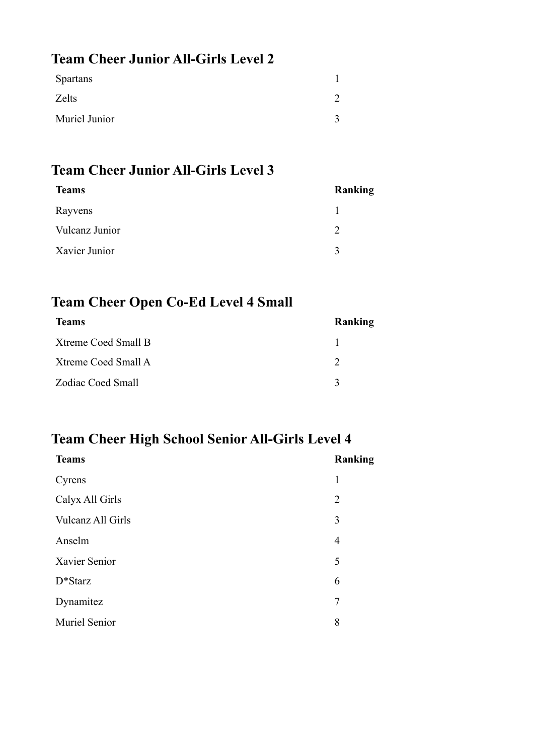## Team Cheer Junior All-Girls Level 2

| | |
|---|---|
| Spartans | 1 |
| Zelts | 2 |
| Muriel Junior | 3 |

## Team Cheer Junior All-Girls Level 3

| Teams | Ranking |
|---|---|
| Rayvens | 1 |
| Vulcanz Junior | 2 |
| Xavier Junior | 3 |

## Team Cheer Open Co-Ed Level 4 Small

| Teams | Ranking |
|---|---|
| Xtreme Coed Small B | 1 |
| Xtreme Coed Small A | 2 |
| Zodiac Coed Small | 3 |

## Team Cheer High School Senior All-Girls Level 4

| Teams | Ranking |
|---|---|
| Cyrens | 1 |
| Calyx All Girls | 2 |
| Vulcanz All Girls | 3 |
| Anselm | 4 |
| Xavier Senior | 5 |
| D*Starz | 6 |
| Dynamitez | 7 |
| Muriel Senior | 8 |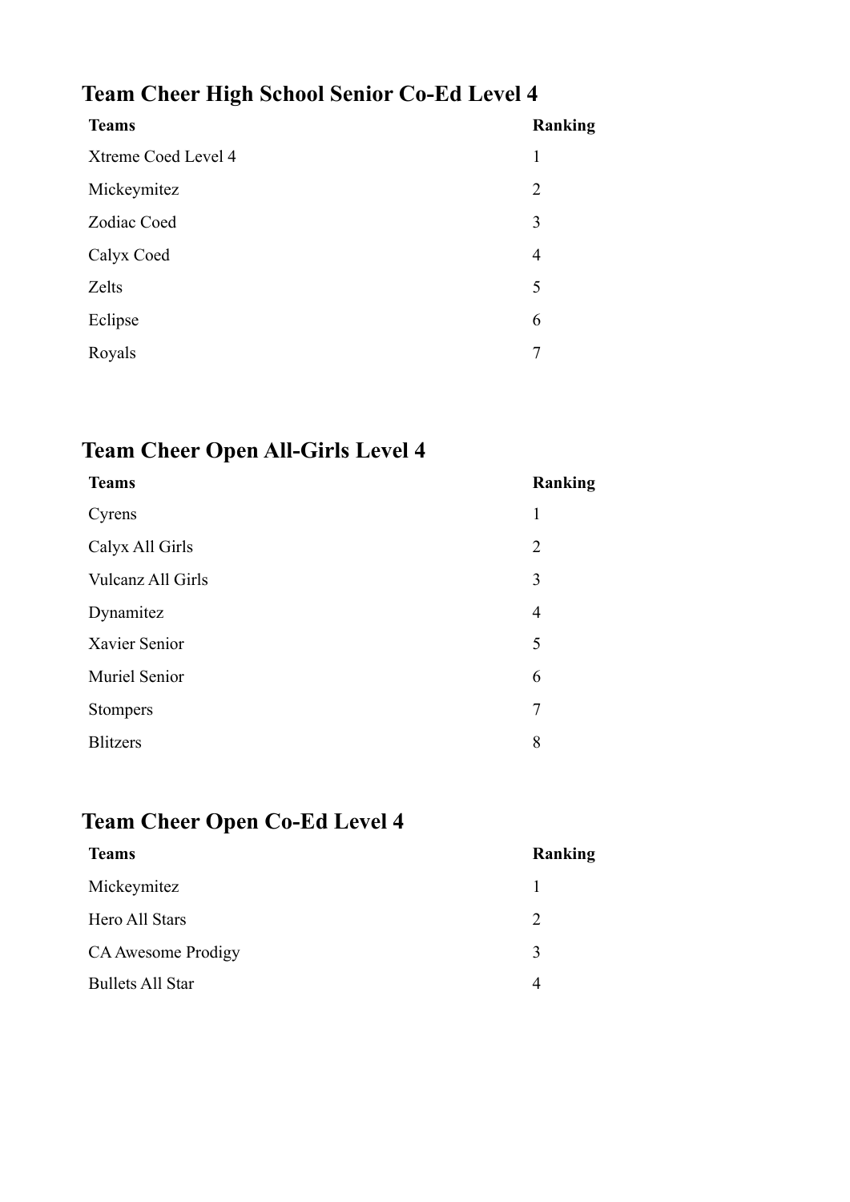## Team Cheer High School Senior Co-Ed Level 4

| Teams | Ranking |
| --- | --- |
| Xtreme Coed Level 4 | 1 |
| Mickeymitez | 2 |
| Zodiac Coed | 3 |
| Calyx Coed | 4 |
| Zelts | 5 |
| Eclipse | 6 |
| Royals | 7 |

## Team Cheer Open All-Girls Level 4

| Teams | Ranking |
| --- | --- |
| Cyrens | 1 |
| Calyx All Girls | 2 |
| Vulcanz All Girls | 3 |
| Dynamitez | 4 |
| Xavier Senior | 5 |
| Muriel Senior | 6 |
| Stompers | 7 |
| Blitzers | 8 |

## Team Cheer Open Co-Ed Level 4

| Teams | Ranking |
| --- | --- |
| Mickeymitez | 1 |
| Hero All Stars | 2 |
| CA Awesome Prodigy | 3 |
| Bullets All Star | 4 |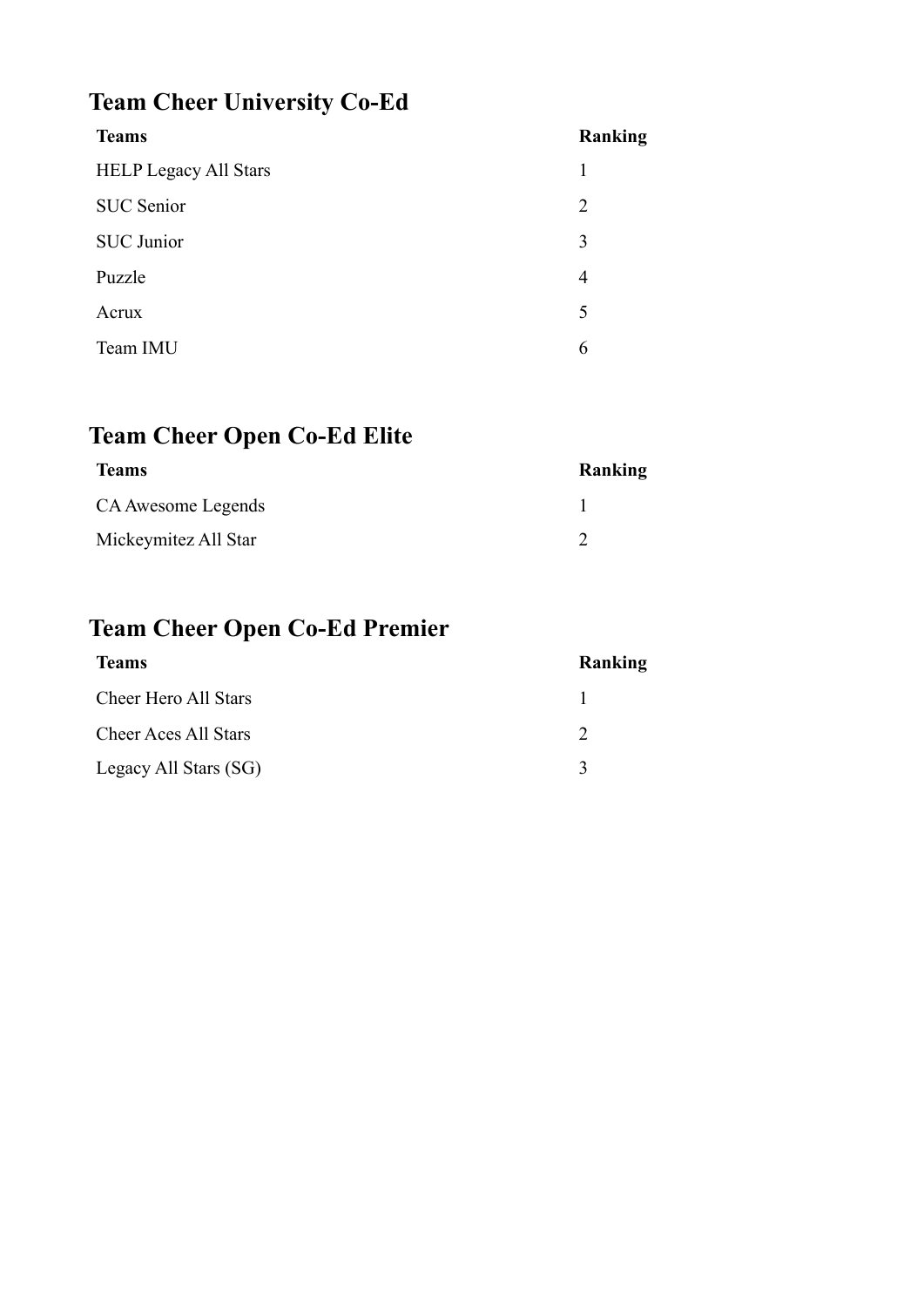## Team Cheer University Co-Ed

| Teams | Ranking |
| --- | --- |
| HELP Legacy All Stars | 1 |
| SUC Senior | 2 |
| SUC Junior | 3 |
| Puzzle | 4 |
| Acrux | 5 |
| Team IMU | 6 |

## Team Cheer Open Co-Ed Elite

| Teams | Ranking |
| --- | --- |
| CA Awesome Legends | 1 |
| Mickeymitez All Star | 2 |

## Team Cheer Open Co-Ed Premier

| Teams | Ranking |
| --- | --- |
| Cheer Hero All Stars | 1 |
| Cheer Aces All Stars | 2 |
| Legacy All Stars (SG) | 3 |